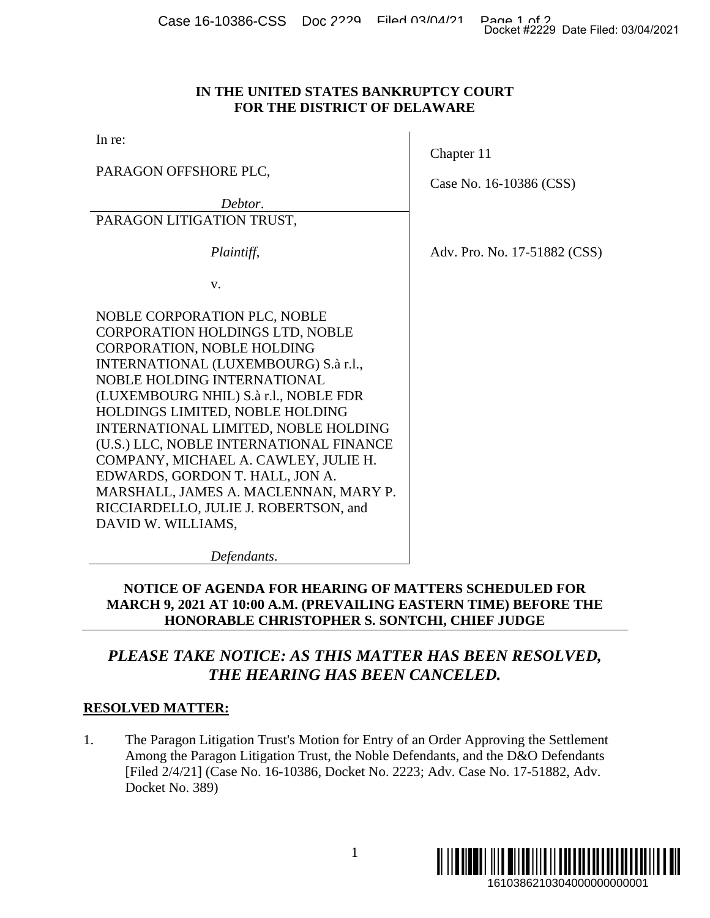**IN THE UNITED STATES BANKRUPTCY COURT**
**FOR THE DISTRICT OF DELAWARE**

| | |
|---|---|
| In re:<br><br>PARAGON OFFSHORE PLC,<br><br>*Debtor*. | Chapter 11<br><br>Case No. 16-10386 (CSS) |
| PARAGON LITIGATION TRUST,<br><br>*Plaintiff*,<br><br>v.<br><br>NOBLE CORPORATION PLC, NOBLE CORPORATION HOLDINGS LTD, NOBLE CORPORATION, NOBLE HOLDING INTERNATIONAL (LUXEMBOURG) S.à r.l., NOBLE HOLDING INTERNATIONAL (LUXEMBOURG NHIL) S.à r.l., NOBLE FDR HOLDINGS LIMITED, NOBLE HOLDING INTERNATIONAL LIMITED, NOBLE HOLDING (U.S.) LLC, NOBLE INTERNATIONAL FINANCE COMPANY, MICHAEL A. CAWLEY, JULIE H. EDWARDS, GORDON T. HALL, JON A. MARSHALL, JAMES A. MACLENNAN, MARY P. RICCIARDELLO, JULIE J. ROBERTSON, and DAVID W. WILLIAMS,<br><br>*Defendants*. | Adv. Pro. No. 17-51882 (CSS) |

**NOTICE OF AGENDA FOR HEARING OF MATTERS SCHEDULED FOR MARCH 9, 2021 AT 10:00 A.M. (PREVAILING EASTERN TIME) BEFORE THE HONORABLE CHRISTOPHER S. SONTCHI, CHIEF JUDGE**

***PLEASE TAKE NOTICE: AS THIS MATTER HAS BEEN RESOLVED, THE HEARING HAS BEEN CANCELED.***

**RESOLVED MATTER:**

1. The Paragon Litigation Trust's Motion for Entry of an Order Approving the Settlement Among the Paragon Litigation Trust, the Noble Defendants, and the D&O Defendants [Filed 2/4/21] (Case No. 16-10386, Docket No. 2223; Adv. Case No. 17-51882, Adv. Docket No. 389)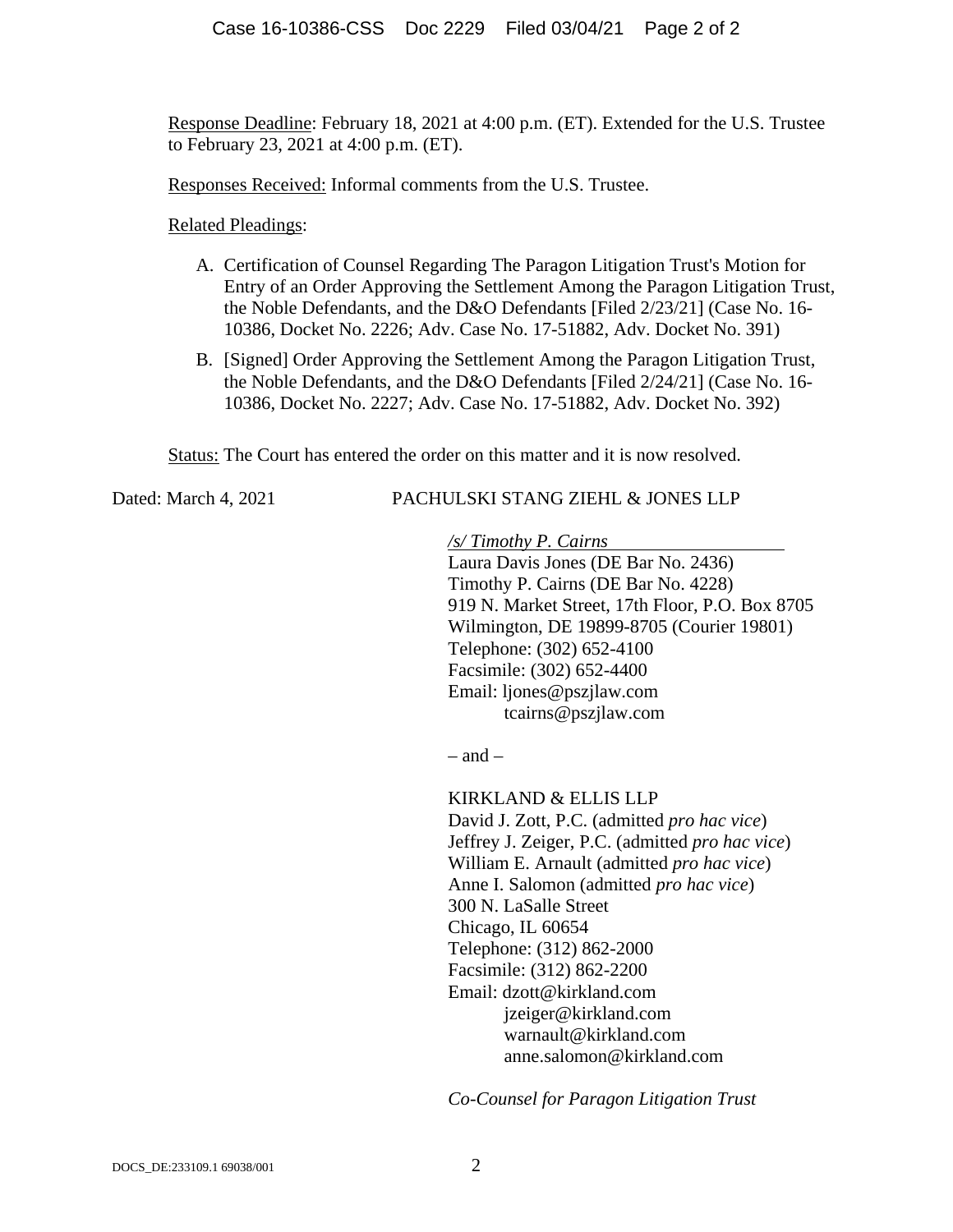Response Deadline: February 18, 2021 at 4:00 p.m. (ET). Extended for the U.S. Trustee to February 23, 2021 at 4:00 p.m. (ET).

Responses Received: Informal comments from the U.S. Trustee.

Related Pleadings:

A. Certification of Counsel Regarding The Paragon Litigation Trust's Motion for Entry of an Order Approving the Settlement Among the Paragon Litigation Trust, the Noble Defendants, and the D&O Defendants [Filed 2/23/21] (Case No. 16-10386, Docket No. 2226; Adv. Case No. 17-51882, Adv. Docket No. 391)

B. [Signed] Order Approving the Settlement Among the Paragon Litigation Trust, the Noble Defendants, and the D&O Defendants [Filed 2/24/21] (Case No. 16-10386, Docket No. 2227; Adv. Case No. 17-51882, Adv. Docket No. 392)

Status: The Court has entered the order on this matter and it is now resolved.

Dated: March 4, 2021

PACHULSKI STANG ZIEHL & JONES LLP

*/s/ Timothy P. Cairns*
Laura Davis Jones (DE Bar No. 2436)
Timothy P. Cairns (DE Bar No. 4228)
919 N. Market Street, 17th Floor, P.O. Box 8705
Wilmington, DE 19899-8705 (Courier 19801)
Telephone: (302) 652-4100
Facsimile: (302) 652-4400
Email: ljones@pszjlaw.com
tcairns@pszjlaw.com

– and –

KIRKLAND & ELLIS LLP
David J. Zott, P.C. (admitted *pro hac vice*)
Jeffrey J. Zeiger, P.C. (admitted *pro hac vice*)
William E. Arnault (admitted *pro hac vice*)
Anne I. Salomon (admitted *pro hac vice*)
300 N. LaSalle Street
Chicago, IL 60654
Telephone: (312) 862-2000
Facsimile: (312) 862-2200
Email: dzott@kirkland.com
jzeiger@kirkland.com
warnault@kirkland.com
anne.salomon@kirkland.com

*Co-Counsel for Paragon Litigation Trust*

DOCS_DE:233109.1 69038/001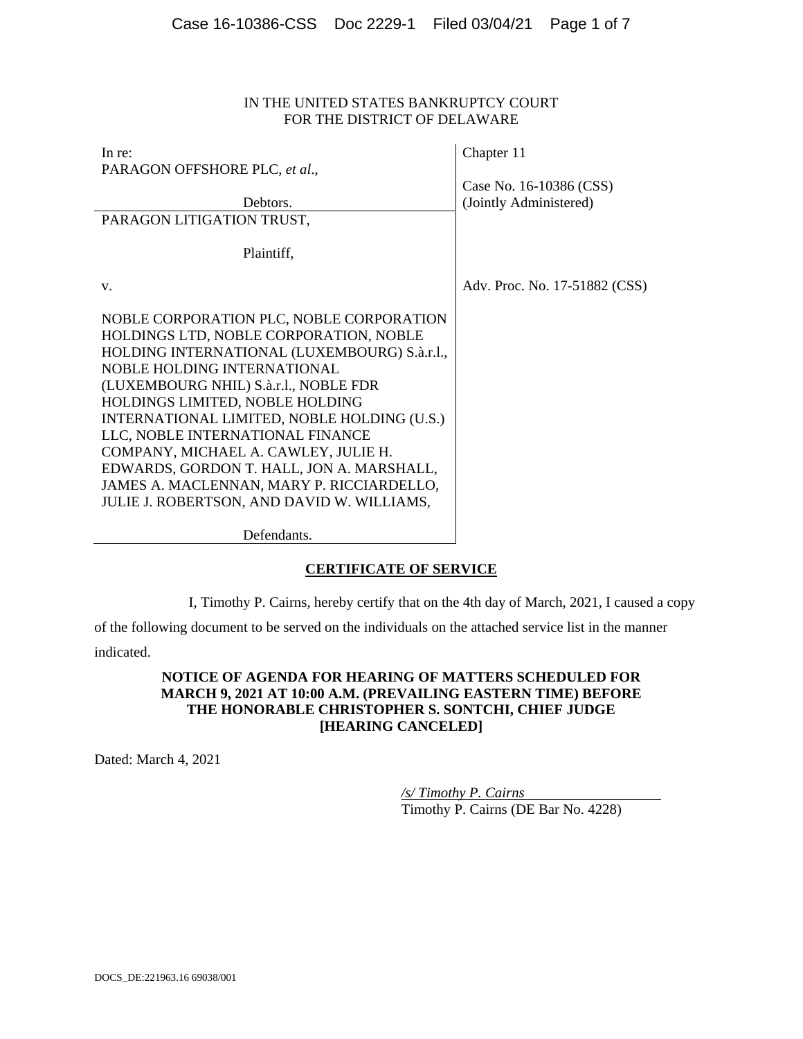IN THE UNITED STATES BANKRUPTCY COURT
FOR THE DISTRICT OF DELAWARE

| | |
|---|---|
| In re:<br>PARAGON OFFSHORE PLC, *et al.*,<br><br>Debtors. | Chapter 11<br><br>Case No. 16-10386 (CSS)<br>(Jointly Administered) |
| PARAGON LITIGATION TRUST,<br><br>Plaintiff,<br><br>v.<br><br>NOBLE CORPORATION PLC, NOBLE CORPORATION HOLDINGS LTD, NOBLE CORPORATION, NOBLE HOLDING INTERNATIONAL (LUXEMBOURG) S.à.r.l., NOBLE HOLDING INTERNATIONAL (LUXEMBOURG NHIL) S.à.r.l., NOBLE FDR HOLDINGS LIMITED, NOBLE HOLDING INTERNATIONAL LIMITED, NOBLE HOLDING (U.S.) LLC, NOBLE INTERNATIONAL FINANCE COMPANY, MICHAEL A. CAWLEY, JULIE H. EDWARDS, GORDON T. HALL, JON A. MARSHALL, JAMES A. MACLENNAN, MARY P. RICCIARDELLO, JULIE J. ROBERTSON, AND DAVID W. WILLIAMS,<br><br>Defendants. | Adv. Proc. No. 17-51882 (CSS) |

**CERTIFICATE OF SERVICE**

I, Timothy P. Cairns, hereby certify that on the 4th day of March, 2021, I caused a copy of the following document to be served on the individuals on the attached service list in the manner indicated.

**NOTICE OF AGENDA FOR HEARING OF MATTERS SCHEDULED FOR MARCH 9, 2021 AT 10:00 A.M. (PREVAILING EASTERN TIME) BEFORE THE HONORABLE CHRISTOPHER S. SONTCHI, CHIEF JUDGE [HEARING CANCELED]**

Dated: March 4, 2021

*/s/ Timothy P. Cairns*
Timothy P. Cairns (DE Bar No. 4228)

DOCS_DE:221963.16 69038/001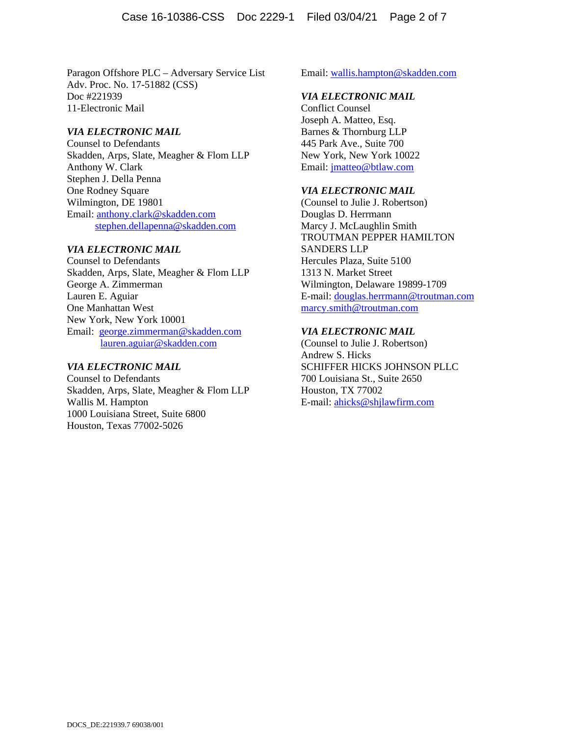Paragon Offshore PLC – Adversary Service List
Adv. Proc. No. 17-51882 (CSS)
Doc #221939
11-Electronic Mail

*VIA ELECTRONIC MAIL*
Counsel to Defendants
Skadden, Arps, Slate, Meagher & Flom LLP
Anthony W. Clark
Stephen J. Della Penna
One Rodney Square
Wilmington, DE 19801
Email: anthony.clark@skadden.com
stephen.dellapenna@skadden.com

*VIA ELECTRONIC MAIL*
Counsel to Defendants
Skadden, Arps, Slate, Meagher & Flom LLP
George A. Zimmerman
Lauren E. Aguiar
One Manhattan West
New York, New York 10001
Email: george.zimmerman@skadden.com
lauren.aguiar@skadden.com

*VIA ELECTRONIC MAIL*
Counsel to Defendants
Skadden, Arps, Slate, Meagher & Flom LLP
Wallis M. Hampton
1000 Louisiana Street, Suite 6800
Houston, Texas 77002-5026
Email: wallis.hampton@skadden.com

*VIA ELECTRONIC MAIL*
Conflict Counsel
Joseph A. Matteo, Esq.
Barnes & Thornburg LLP
445 Park Ave., Suite 700
New York, New York 10022
Email: jmatteo@btlaw.com

*VIA ELECTRONIC MAIL*
(Counsel to Julie J. Robertson)
Douglas D. Herrmann
Marcy J. McLaughlin Smith
TROUTMAN PEPPER HAMILTON SANDERS LLP
Hercules Plaza, Suite 5100
1313 N. Market Street
Wilmington, Delaware 19899-1709
E-mail: douglas.herrmann@troutman.com
marcy.smith@troutman.com

*VIA ELECTRONIC MAIL*
(Counsel to Julie J. Robertson)
Andrew S. Hicks
SCHIFFER HICKS JOHNSON PLLC
700 Louisiana St., Suite 2650
Houston, TX 77002
E-mail: ahicks@shjlawfirm.com

DOCS_DE:221939.7 69038/001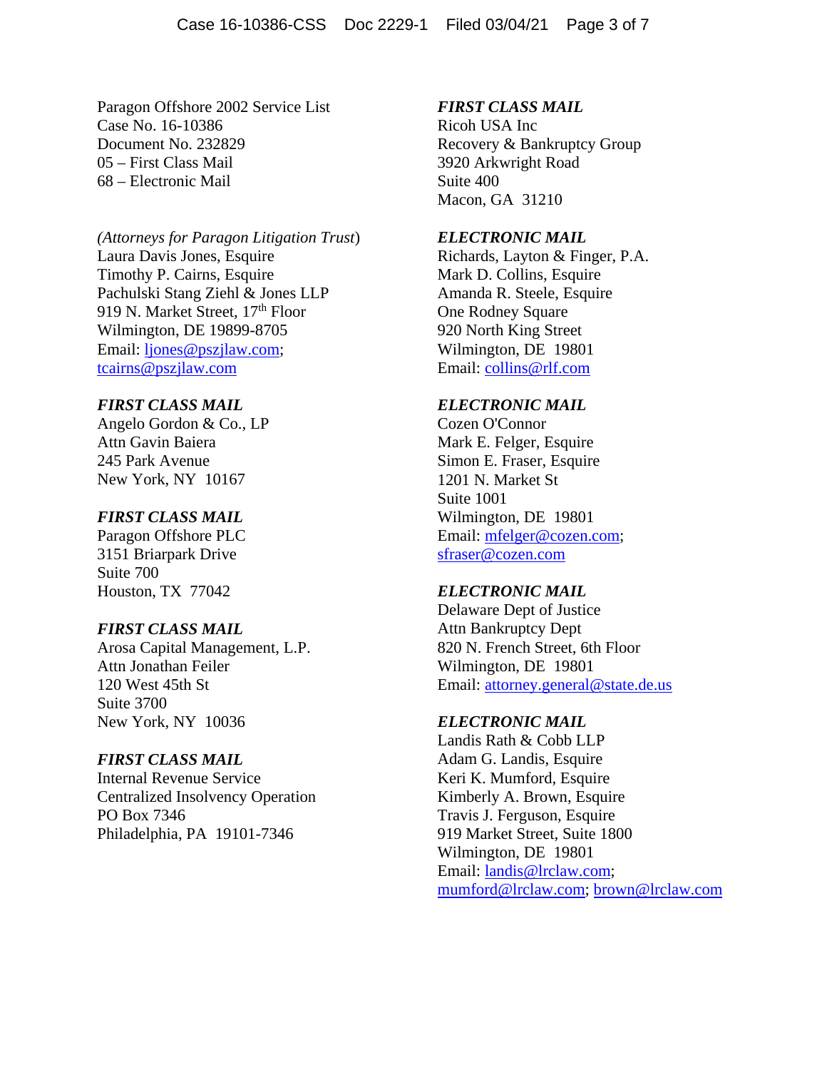Paragon Offshore 2002 Service List
Case No. 16-10386
Document No. 232829
05 – First Class Mail
68 – Electronic Mail

*(Attorneys for Paragon Litigation Trust)*
Laura Davis Jones, Esquire
Timothy P. Cairns, Esquire
Pachulski Stang Ziehl & Jones LLP
919 N. Market Street, 17th Floor
Wilmington, DE 19899-8705
Email: ljones@pszjlaw.com; tcairns@pszjlaw.com

***FIRST CLASS MAIL***
Angelo Gordon & Co., LP
Attn Gavin Baiera
245 Park Avenue
New York, NY 10167

***FIRST CLASS MAIL***
Paragon Offshore PLC
3151 Briarpark Drive
Suite 700
Houston, TX 77042

***FIRST CLASS MAIL***
Arosa Capital Management, L.P.
Attn Jonathan Feiler
120 West 45th St
Suite 3700
New York, NY 10036

***FIRST CLASS MAIL***
Internal Revenue Service
Centralized Insolvency Operation
PO Box 7346
Philadelphia, PA 19101-7346

***FIRST CLASS MAIL***
Ricoh USA Inc
Recovery & Bankruptcy Group
3920 Arkwright Road
Suite 400
Macon, GA 31210

***ELECTRONIC MAIL***
Richards, Layton & Finger, P.A.
Mark D. Collins, Esquire
Amanda R. Steele, Esquire
One Rodney Square
920 North King Street
Wilmington, DE 19801
Email: collins@rlf.com

***ELECTRONIC MAIL***
Cozen O'Connor
Mark E. Felger, Esquire
Simon E. Fraser, Esquire
1201 N. Market St
Suite 1001
Wilmington, DE 19801
Email: mfelger@cozen.com; sfraser@cozen.com

***ELECTRONIC MAIL***
Delaware Dept of Justice
Attn Bankruptcy Dept
820 N. French Street, 6th Floor
Wilmington, DE 19801
Email: attorney.general@state.de.us

***ELECTRONIC MAIL***
Landis Rath & Cobb LLP
Adam G. Landis, Esquire
Keri K. Mumford, Esquire
Kimberly A. Brown, Esquire
Travis J. Ferguson, Esquire
919 Market Street, Suite 1800
Wilmington, DE 19801
Email: landis@lrclaw.com; mumford@lrclaw.com; brown@lrclaw.com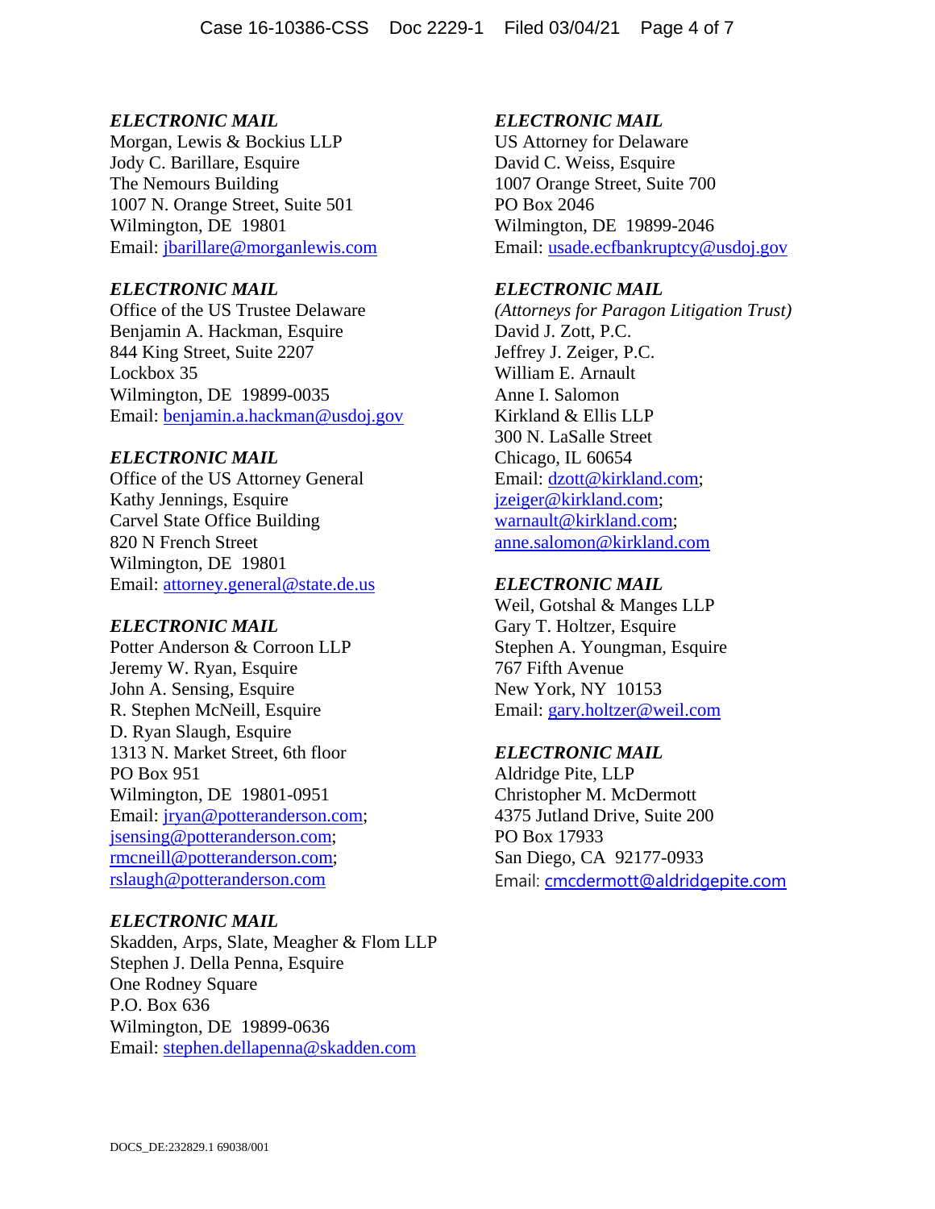*ELECTRONIC MAIL*
Morgan, Lewis & Bockius LLP
Jody C. Barillare, Esquire
The Nemours Building
1007 N. Orange Street, Suite 501
Wilmington, DE 19801
Email: jbarillare@morganlewis.com

*ELECTRONIC MAIL*
Office of the US Trustee Delaware
Benjamin A. Hackman, Esquire
844 King Street, Suite 2207
Lockbox 35
Wilmington, DE 19899-0035
Email: benjamin.a.hackman@usdoj.gov

*ELECTRONIC MAIL*
Office of the US Attorney General
Kathy Jennings, Esquire
Carvel State Office Building
820 N French Street
Wilmington, DE 19801
Email: attorney.general@state.de.us

*ELECTRONIC MAIL*
Potter Anderson & Corroon LLP
Jeremy W. Ryan, Esquire
John A. Sensing, Esquire
R. Stephen McNeill, Esquire
D. Ryan Slaugh, Esquire
1313 N. Market Street, 6th floor
PO Box 951
Wilmington, DE 19801-0951
Email: jryan@potteranderson.com; jsensing@potteranderson.com; rmcneill@potteranderson.com; rslaugh@potteranderson.com

*ELECTRONIC MAIL*
Skadden, Arps, Slate, Meagher & Flom LLP
Stephen J. Della Penna, Esquire
One Rodney Square
P.O. Box 636
Wilmington, DE 19899-0636
Email: stephen.dellapenna@skadden.com

*ELECTRONIC MAIL*
US Attorney for Delaware
David C. Weiss, Esquire
1007 Orange Street, Suite 700
PO Box 2046
Wilmington, DE 19899-2046
Email: usade.ecfbankruptcy@usdoj.gov

*ELECTRONIC MAIL*
*(Attorneys for Paragon Litigation Trust)*
David J. Zott, P.C.
Jeffrey J. Zeiger, P.C.
William E. Arnault
Anne I. Salomon
Kirkland & Ellis LLP
300 N. LaSalle Street
Chicago, IL 60654
Email: dzott@kirkland.com; jzeiger@kirkland.com; warnault@kirkland.com; anne.salomon@kirkland.com

*ELECTRONIC MAIL*
Weil, Gotshal & Manges LLP
Gary T. Holtzer, Esquire
Stephen A. Youngman, Esquire
767 Fifth Avenue
New York, NY 10153
Email: gary.holtzer@weil.com

*ELECTRONIC MAIL*
Aldridge Pite, LLP
Christopher M. McDermott
4375 Jutland Drive, Suite 200
PO Box 17933
San Diego, CA 92177-0933
Email: cmcdermott@aldridgepite.com

DOCS_DE:232829.1 69038/001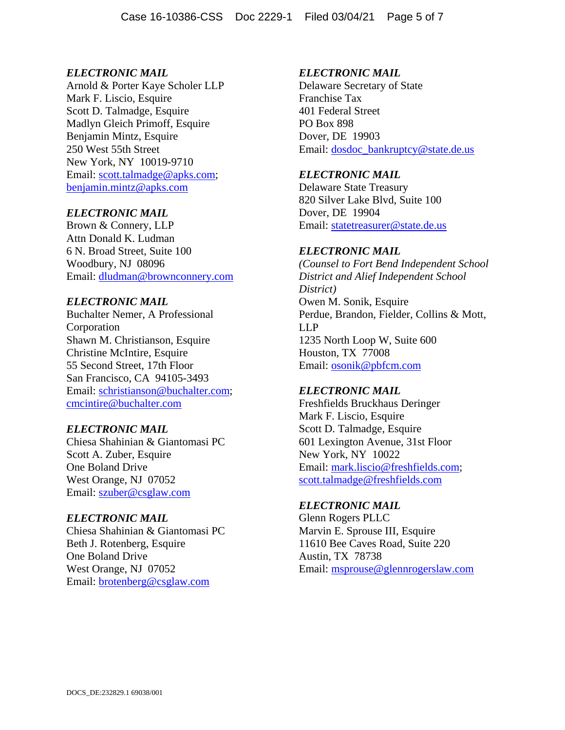*ELECTRONIC MAIL*
Arnold & Porter Kaye Scholer LLP
Mark F. Liscio, Esquire
Scott D. Talmadge, Esquire
Madlyn Gleich Primoff, Esquire
Benjamin Mintz, Esquire
250 West 55th Street
New York, NY 10019-9710
Email: scott.talmadge@apks.com; benjamin.mintz@apks.com

*ELECTRONIC MAIL*
Brown & Connery, LLP
Attn Donald K. Ludman
6 N. Broad Street, Suite 100
Woodbury, NJ 08096
Email: dludman@brownconnery.com

*ELECTRONIC MAIL*
Buchalter Nemer, A Professional Corporation
Shawn M. Christianson, Esquire
Christine McIntire, Esquire
55 Second Street, 17th Floor
San Francisco, CA 94105-3493
Email: schristianson@buchalter.com; cmcintire@buchalter.com

*ELECTRONIC MAIL*
Chiesa Shahinian & Giantomasi PC
Scott A. Zuber, Esquire
One Boland Drive
West Orange, NJ 07052
Email: szuber@csglaw.com

*ELECTRONIC MAIL*
Chiesa Shahinian & Giantomasi PC
Beth J. Rotenberg, Esquire
One Boland Drive
West Orange, NJ 07052
Email: brotenberg@csglaw.com

*ELECTRONIC MAIL*
Delaware Secretary of State
Franchise Tax
401 Federal Street
PO Box 898
Dover, DE 19903
Email: dosdoc_bankruptcy@state.de.us

*ELECTRONIC MAIL*
Delaware State Treasury
820 Silver Lake Blvd, Suite 100
Dover, DE 19904
Email: statetreasurer@state.de.us

*ELECTRONIC MAIL*
*(Counsel to Fort Bend Independent School District and Alief Independent School District)*
Owen M. Sonik, Esquire
Perdue, Brandon, Fielder, Collins & Mott, LLP
1235 North Loop W, Suite 600
Houston, TX 77008
Email: osonik@pbfcm.com

*ELECTRONIC MAIL*
Freshfields Bruckhaus Deringer
Mark F. Liscio, Esquire
Scott D. Talmadge, Esquire
601 Lexington Avenue, 31st Floor
New York, NY 10022
Email: mark.liscio@freshfields.com; scott.talmadge@freshfields.com

*ELECTRONIC MAIL*
Glenn Rogers PLLC
Marvin E. Sprouse III, Esquire
11610 Bee Caves Road, Suite 220
Austin, TX 78738
Email: msprouse@glennrogerslaw.com

DOCS_DE:232829.1 69038/001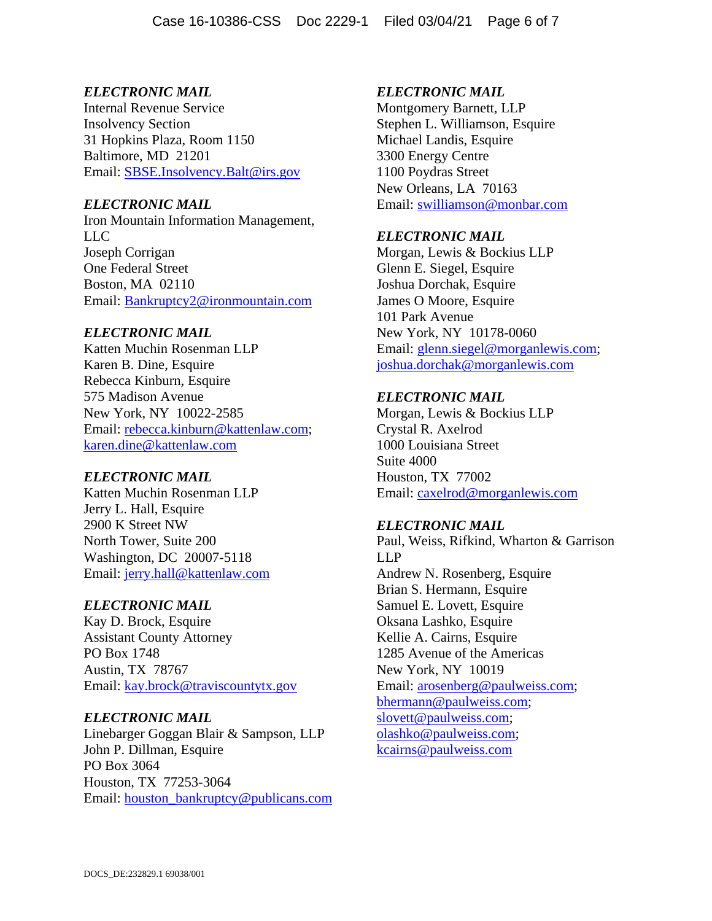*ELECTRONIC MAIL*
Internal Revenue Service
Insolvency Section
31 Hopkins Plaza, Room 1150
Baltimore, MD 21201
Email: SBSE.Insolvency.Balt@irs.gov

*ELECTRONIC MAIL*
Iron Mountain Information Management, LLC
Joseph Corrigan
One Federal Street
Boston, MA 02110
Email: Bankruptcy2@ironmountain.com

*ELECTRONIC MAIL*
Katten Muchin Rosenman LLP
Karen B. Dine, Esquire
Rebecca Kinburn, Esquire
575 Madison Avenue
New York, NY 10022-2585
Email: rebecca.kinburn@kattenlaw.com; karen.dine@kattenlaw.com

*ELECTRONIC MAIL*
Katten Muchin Rosenman LLP
Jerry L. Hall, Esquire
2900 K Street NW
North Tower, Suite 200
Washington, DC 20007-5118
Email: jerry.hall@kattenlaw.com

*ELECTRONIC MAIL*
Kay D. Brock, Esquire
Assistant County Attorney
PO Box 1748
Austin, TX 78767
Email: kay.brock@traviscountytx.gov

*ELECTRONIC MAIL*
Linebarger Goggan Blair & Sampson, LLP
John P. Dillman, Esquire
PO Box 3064
Houston, TX 77253-3064
Email: houston_bankruptcy@publicans.com

*ELECTRONIC MAIL*
Montgomery Barnett, LLP
Stephen L. Williamson, Esquire
Michael Landis, Esquire
3300 Energy Centre
1100 Poydras Street
New Orleans, LA 70163
Email: swilliamson@monbar.com

*ELECTRONIC MAIL*
Morgan, Lewis & Bockius LLP
Glenn E. Siegel, Esquire
Joshua Dorchak, Esquire
James O Moore, Esquire
101 Park Avenue
New York, NY 10178-0060
Email: glenn.siegel@morganlewis.com; joshua.dorchak@morganlewis.com

*ELECTRONIC MAIL*
Morgan, Lewis & Bockius LLP
Crystal R. Axelrod
1000 Louisiana Street
Suite 4000
Houston, TX 77002
Email: caxelrod@morganlewis.com

*ELECTRONIC MAIL*
Paul, Weiss, Rifkind, Wharton & Garrison LLP
Andrew N. Rosenberg, Esquire
Brian S. Hermann, Esquire
Samuel E. Lovett, Esquire
Oksana Lashko, Esquire
Kellie A. Cairns, Esquire
1285 Avenue of the Americas
New York, NY 10019
Email: arosenberg@paulweiss.com; bhermann@paulweiss.com; slovett@paulweiss.com; olashko@paulweiss.com; kcairns@paulweiss.com

DOCS_DE:232829.1 69038/001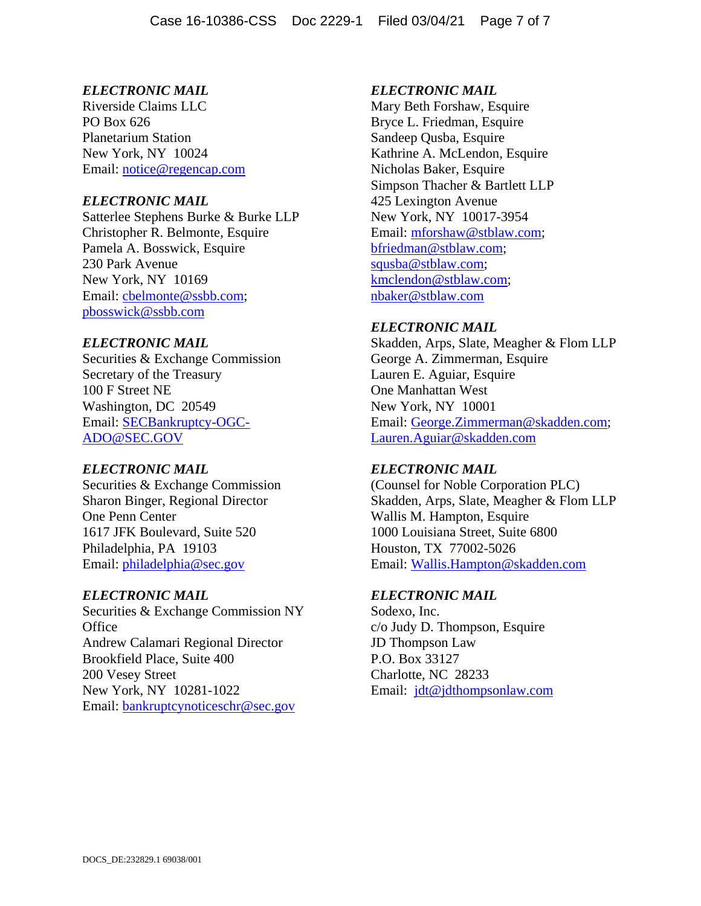*ELECTRONIC MAIL*
Riverside Claims LLC
PO Box 626
Planetarium Station
New York, NY 10024
Email: notice@regencap.com

*ELECTRONIC MAIL*
Satterlee Stephens Burke & Burke LLP
Christopher R. Belmonte, Esquire
Pamela A. Bosswick, Esquire
230 Park Avenue
New York, NY 10169
Email: cbelmonte@ssbb.com; pbosswick@ssbb.com

*ELECTRONIC MAIL*
Securities & Exchange Commission
Secretary of the Treasury
100 F Street NE
Washington, DC 20549
Email: SECBankruptcy-OGC-ADO@SEC.GOV

*ELECTRONIC MAIL*
Securities & Exchange Commission
Sharon Binger, Regional Director
One Penn Center
1617 JFK Boulevard, Suite 520
Philadelphia, PA 19103
Email: philadelphia@sec.gov

*ELECTRONIC MAIL*
Securities & Exchange Commission NY Office
Andrew Calamari Regional Director
Brookfield Place, Suite 400
200 Vesey Street
New York, NY 10281-1022
Email: bankruptcynoticeschr@sec.gov

*ELECTRONIC MAIL*
Mary Beth Forshaw, Esquire
Bryce L. Friedman, Esquire
Sandeep Qusba, Esquire
Kathrine A. McLendon, Esquire
Nicholas Baker, Esquire
Simpson Thacher & Bartlett LLP
425 Lexington Avenue
New York, NY 10017-3954
Email: mforshaw@stblaw.com; bfriedman@stblaw.com; squsba@stblaw.com; kmclendon@stblaw.com; nbaker@stblaw.com

*ELECTRONIC MAIL*
Skadden, Arps, Slate, Meagher & Flom LLP
George A. Zimmerman, Esquire
Lauren E. Aguiar, Esquire
One Manhattan West
New York, NY 10001
Email: George.Zimmerman@skadden.com; Lauren.Aguiar@skadden.com

*ELECTRONIC MAIL*
(Counsel for Noble Corporation PLC)
Skadden, Arps, Slate, Meagher & Flom LLP
Wallis M. Hampton, Esquire
1000 Louisiana Street, Suite 6800
Houston, TX 77002-5026
Email: Wallis.Hampton@skadden.com

*ELECTRONIC MAIL*
Sodexo, Inc.
c/o Judy D. Thompson, Esquire
JD Thompson Law
P.O. Box 33127
Charlotte, NC 28233
Email: jdt@jdthompsonlaw.com

DOCS_DE:232829.1 69038/001